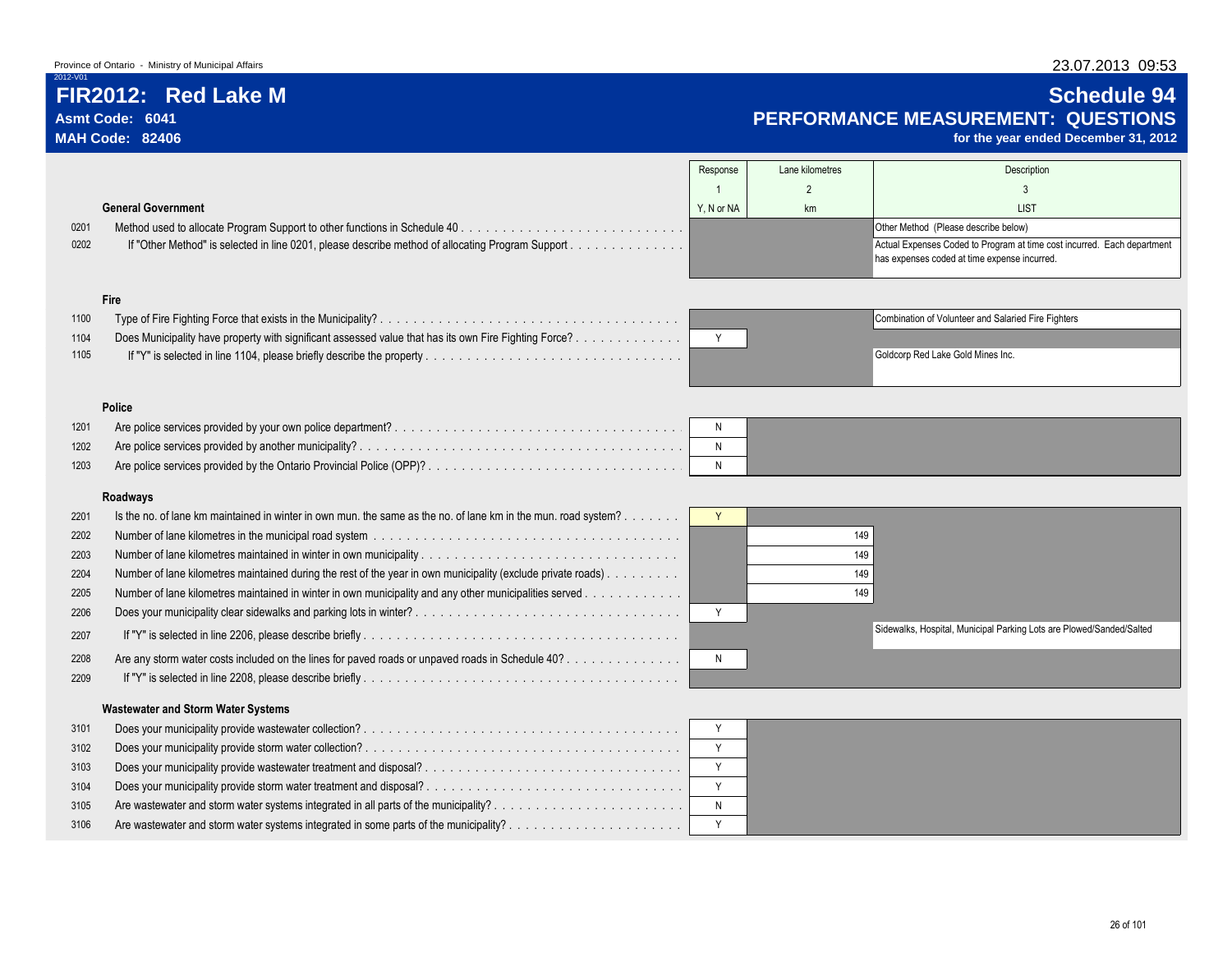Province of Ontario - Ministry of Municipal Affairs

2012-V01

# FIR2012: Red Lake M

**Asmt Code: 6041**

**MAH Code: 82406**

# Schedule 94

## PERFORMANCE MEASUREMENT: QUESTIONS

**for the year ended December 31, 2012**

| | | Response | Lane kilometres | Description |
|---|---|---|---|---|
| | | 1 | 2 | 3 |
| | **General Government** | Y, N or NA | km | LIST |
| 0201 | Method used to allocate Program Support to other functions in Schedule 40 | | | Other Method (Please describe below) |
| 0202 | If "Other Method" is selected in line 0201, please describe method of allocating Program Support | | | Actual Expenses Coded to Program at time cost incurred. Each department has expenses coded at time expense incurred. |
| | **Fire** | | | |
| 1100 | Type of Fire Fighting Force that exists in the Municipality? | | | Combination of Volunteer and Salaried Fire Fighters |
| 1104 | Does Municipality have property with significant assessed value that has its own Fire Fighting Force? | Y | | |
| 1105 | If "Y" is selected in line 1104, please briefly describe the property | | | Goldcorp Red Lake Gold Mines Inc. |
| | **Police** | | | |
| 1201 | Are police services provided by your own police department? | N | | |
| 1202 | Are police services provided by another municipality? | N | | |
| 1203 | Are police services provided by the Ontario Provincial Police (OPP)? | N | | |
| | **Roadways** | | | |
| 2201 | Is the no. of lane km maintained in winter in own mun. the same as the no. of lane km in the mun. road system? | Y | | |
| 2202 | Number of lane kilometres in the municipal road system | | 149 | |
| 2203 | Number of lane kilometres maintained in winter in own municipality | | 149 | |
| 2204 | Number of lane kilometres maintained during the rest of the year in own municipality (exclude private roads) | | 149 | |
| 2205 | Number of lane kilometres maintained in winter in own municipality and any other municipalities served | | 149 | |
| 2206 | Does your municipality clear sidewalks and parking lots in winter? | Y | | |
| 2207 | If "Y" is selected in line 2206, please describe briefly | | | Sidewalks, Hospital, Municipal Parking Lots are Plowed/Sanded/Salted |
| 2208 | Are any storm water costs included on the lines for paved roads or unpaved roads in Schedule 40? | N | | |
| 2209 | If "Y" is selected in line 2208, please describe briefly | | | |
| | **Wastewater and Storm Water Systems** | | | |
| 3101 | Does your municipality provide wastewater collection? | Y | | |
| 3102 | Does your municipality provide storm water collection? | Y | | |
| 3103 | Does your municipality provide wastewater treatment and disposal? | Y | | |
| 3104 | Does your municipality provide storm water treatment and disposal? | Y | | |
| 3105 | Are wastewater and storm water systems integrated in all parts of the municipality? | N | | |
| 3106 | Are wastewater and storm water systems integrated in some parts of the municipality? | Y | | |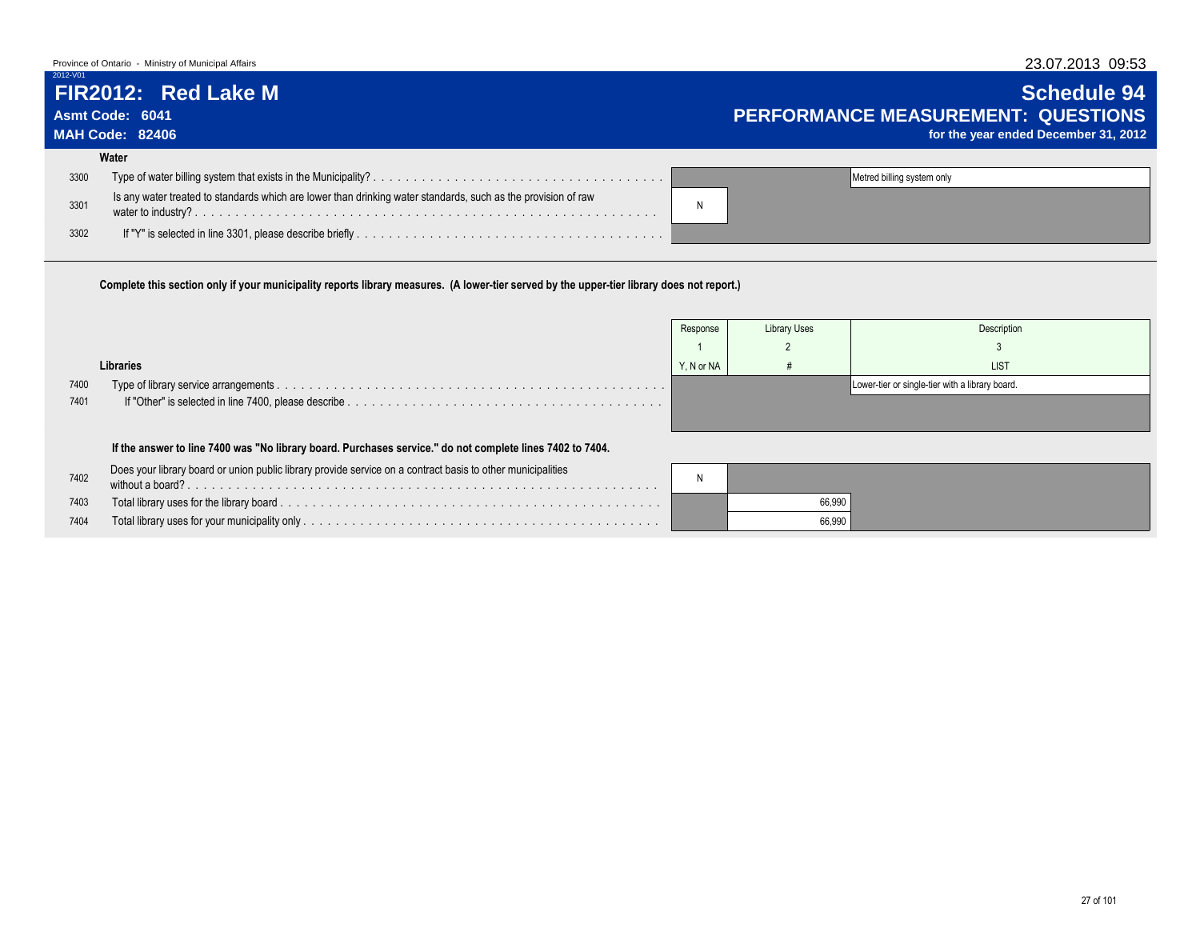Province of Ontario - Ministry of Municipal Affairs

2012-V01

# FIR2012: Red Lake M

**Asmt Code: 6041**

**MAH Code: 82406**

## Schedule 94
## PERFORMANCE MEASUREMENT: QUESTIONS
**for the year ended December 31, 2012**

### Water

| Line | Question | Response | | Description |
|---|---|---|---|---|
| 3300 | Type of water billing system that exists in the Municipality? | | | Metred billing system only |
| 3301 | Is any water treated to standards which are lower than drinking water standards, such as the provision of raw water to industry? | N | | |
| 3302 | If "Y" is selected in line 3301, please describe briefly | | | |

**Complete this section only if your municipality reports library measures. (A lower-tier served by the upper-tier library does not report.)**

### Libraries

| Line | Question | Response<br>1<br>Y, N or NA | Library Uses<br>2<br># | Description<br>3<br>LIST |
|---|---|---|---|---|
| 7400 | Type of library service arrangements | | | Lower-tier or single-tier with a library board. |
| 7401 | If "Other" is selected in line 7400, please describe | | | |

**If the answer to line 7400 was "No library board. Purchases service." do not complete lines 7402 to 7404.**

| Line | Question | Response<br>1<br>Y, N or NA | Library Uses<br>2<br># | Description<br>3<br>LIST |
|---|---|---|---|---|
| 7402 | Does your library board or union public library provide service on a contract basis to other municipalities without a board? | N | | |
| 7403 | Total library uses for the library board | | 66,990 | |
| 7404 | Total library uses for your municipality only | | 66,990 | |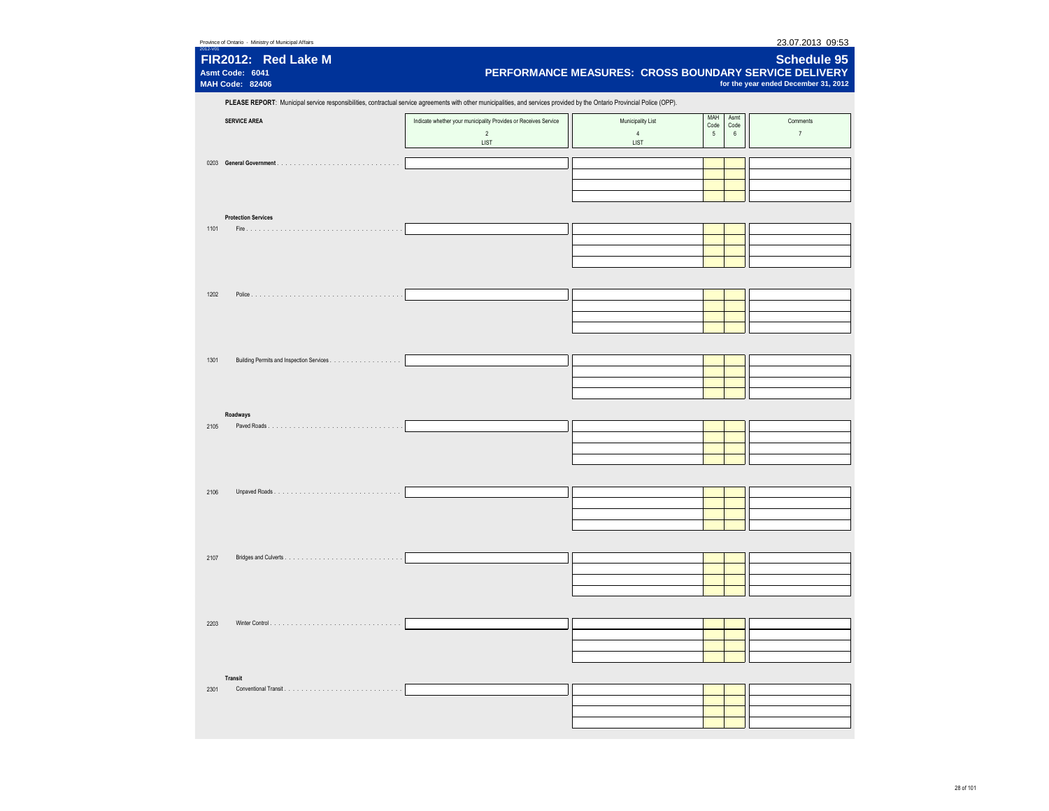Province of Ontario - Ministry of Municipal Affairs

2012-V01

# FIR2012: Red Lake M

**Asmt Code: 6041**

**MAH Code: 82406**

## Schedule 95

### PERFORMANCE MEASURES: CROSS BOUNDARY SERVICE DELIVERY

**for the year ended December 31, 2012**

**PLEASE REPORT**: Municipal service responsibilities, contractual service agreements with other municipalities, and services provided by the Ontario Provincial Police (OPP).

| | SERVICE AREA | Indicate whether your municipality Provides or Receives Service<br>2<br>LIST | Municipality List<br>4<br>LIST | MAH Code<br>5 | Asmt Code<br>6 | Comments<br>7 |
|---|---|---|---|---|---|---|
| 0203 | **General Government** | | | | | |
| | | | | | | |
| | | | | | | |
| | | | | | | |
| | **Protection Services** | | | | | |
| 1101 | Fire | | | | | |
| | | | | | | |
| | | | | | | |
| | | | | | | |
| 1202 | Police | | | | | |
| | | | | | | |
| | | | | | | |
| | | | | | | |
| 1301 | Building Permits and Inspection Services | | | | | |
| | | | | | | |
| | | | | | | |
| | | | | | | |
| | **Roadways** | | | | | |
| 2105 | Paved Roads | | | | | |
| | | | | | | |
| | | | | | | |
| | | | | | | |
| 2106 | Unpaved Roads | | | | | |
| | | | | | | |
| | | | | | | |
| | | | | | | |
| 2107 | Bridges and Culverts | | | | | |
| | | | | | | |
| | | | | | | |
| | | | | | | |
| 2203 | Winter Control | | | | | |
| | | | | | | |
| | | | | | | |
| | | | | | | |
| | **Transit** | | | | | |
| 2301 | Conventional Transit | | | | | |
| | | | | | | |
| | | | | | | |
| | | | | | | |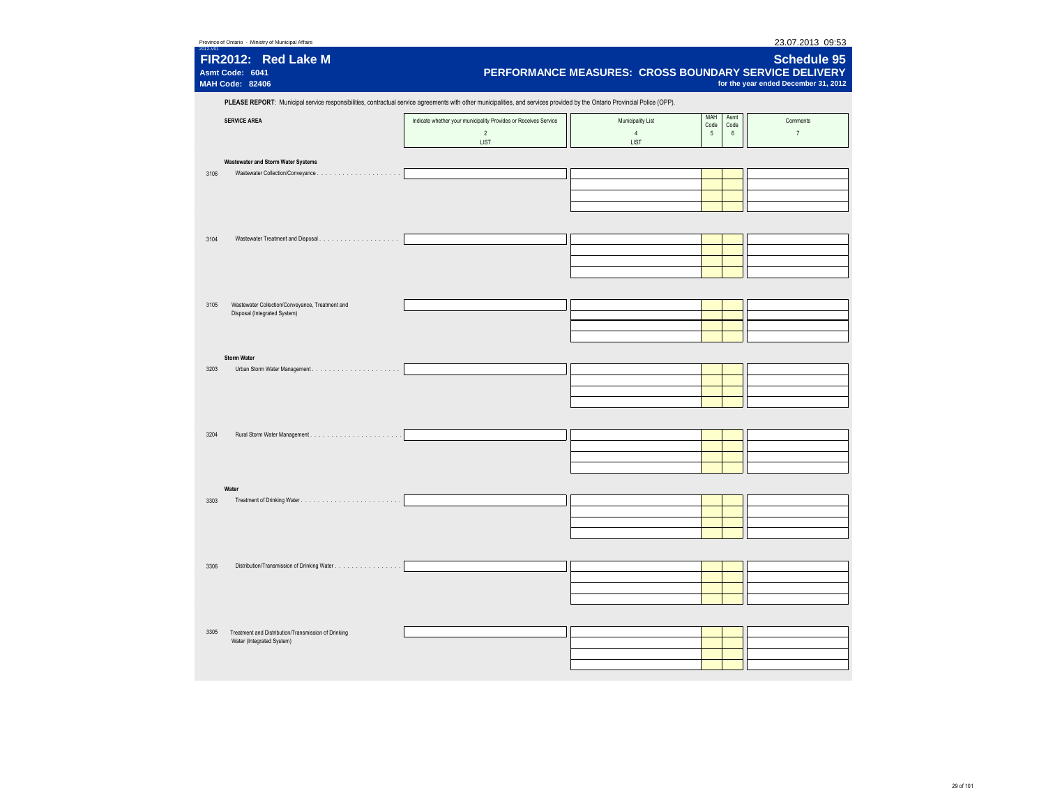Province of Ontario - Ministry of Municipal Affairs

2012-V01

# FIR2012: Red Lake M

**Asmt Code: 6041**
**MAH Code: 82406**

## Schedule 95

### PERFORMANCE MEASURES: CROSS BOUNDARY SERVICE DELIVERY

**for the year ended December 31, 2012**

**PLEASE REPORT**: Municipal service responsibilities, contractual service agreements with other municipalities, and services provided by the Ontario Provincial Police (OPP).

| | SERVICE AREA | Indicate whether your municipality Provides or Receives Service<br>2<br>LIST | Municipality List<br>4<br>LIST | MAH Code<br>5 | Asmt Code<br>6 | Comments<br>7 |
|---|---|---|---|---|---|---|
| | **Wastewater and Storm Water Systems** | | | | | |
| 3106 | Wastewater Collection/Conveyance | | | | | |
| 3104 | Wastewater Treatment and Disposal | | | | | |
| 3105 | Wastewater Collection/Conveyance, Treatment and Disposal (Integrated System) | | | | | |
| | **Storm Water** | | | | | |
| 3203 | Urban Storm Water Management | | | | | |
| 3204 | Rural Storm Water Management | | | | | |
| | **Water** | | | | | |
| 3303 | Treatment of Drinking Water | | | | | |
| 3306 | Distribution/Transmission of Drinking Water | | | | | |
| 3305 | Treatment and Distribution/Transmission of Drinking Water (Integrated System) | | | | | |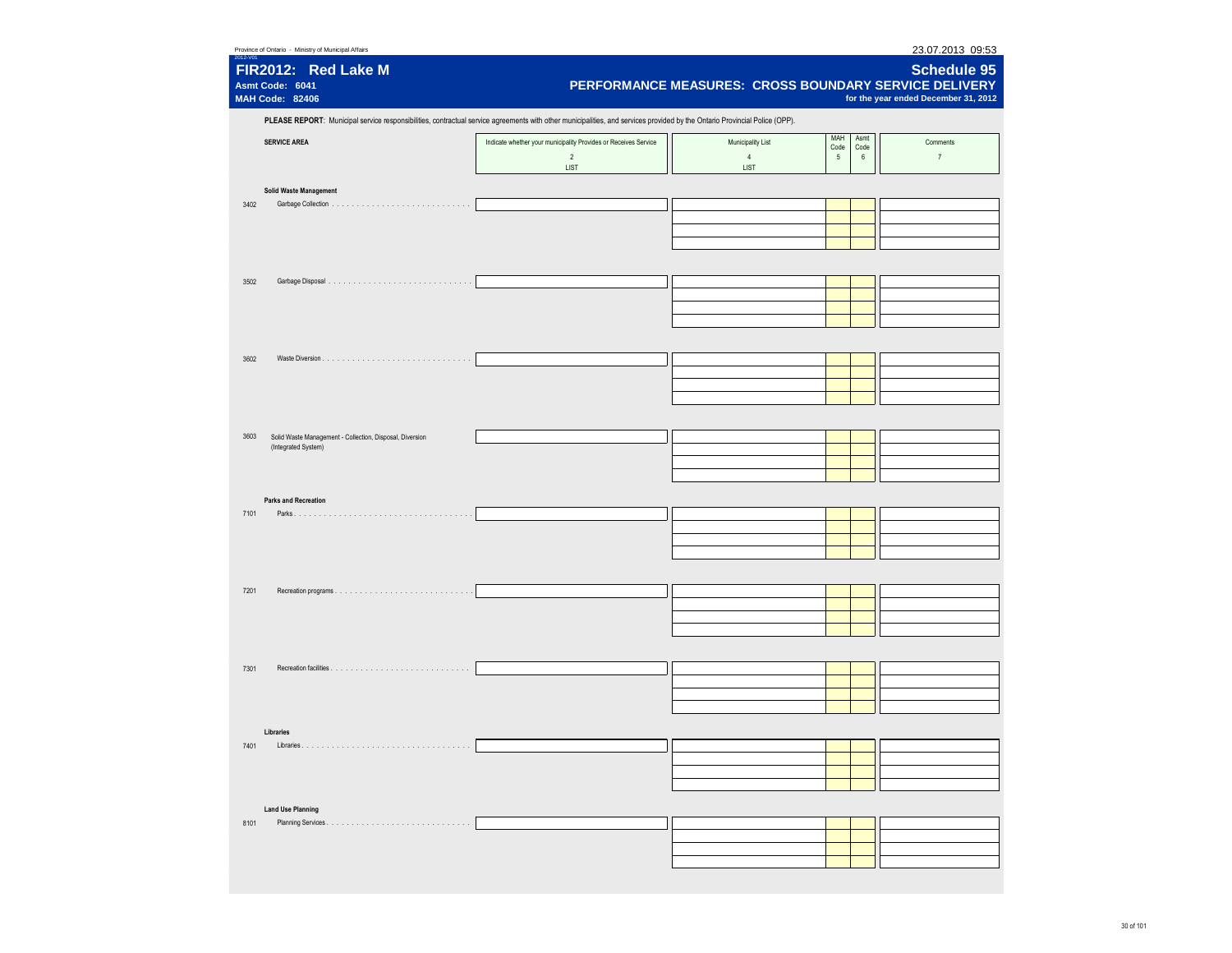Province of Ontario - Ministry of Municipal Affairs

23.07.2013 09:53

# FIR2012: Red Lake M

**Asmt Code: 6041**
**MAH Code: 82406**

## Schedule 95

## PERFORMANCE MEASURES: CROSS BOUNDARY SERVICE DELIVERY

**for the year ended December 31, 2012**

**PLEASE REPORT**: Municipal service responsibilities, contractual service agreements with other municipalities, and services provided by the Ontario Provincial Police (OPP).

| | SERVICE AREA | Indicate whether your municipality Provides or Receives Service<br>2<br>LIST | Municipality List<br>4<br>LIST | MAH Code<br>5 | Asmt Code<br>6 | Comments<br>7 |
|---|---|---|---|---|---|---|
| | **Solid Waste Management** | | | | | |
| 3402 | Garbage Collection | | | | | |
| 3502 | Garbage Disposal | | | | | |
| 3602 | Waste Diversion | | | | | |
| 3603 | Solid Waste Management - Collection, Disposal, Diversion (Integrated System) | | | | | |
| | **Parks and Recreation** | | | | | |
| 7101 | Parks | | | | | |
| 7201 | Recreation programs | | | | | |
| 7301 | Recreation facilities | | | | | |
| | **Libraries** | | | | | |
| 7401 | Libraries | | | | | |
| | **Land Use Planning** | | | | | |
| 8101 | Planning Services | | | | | |